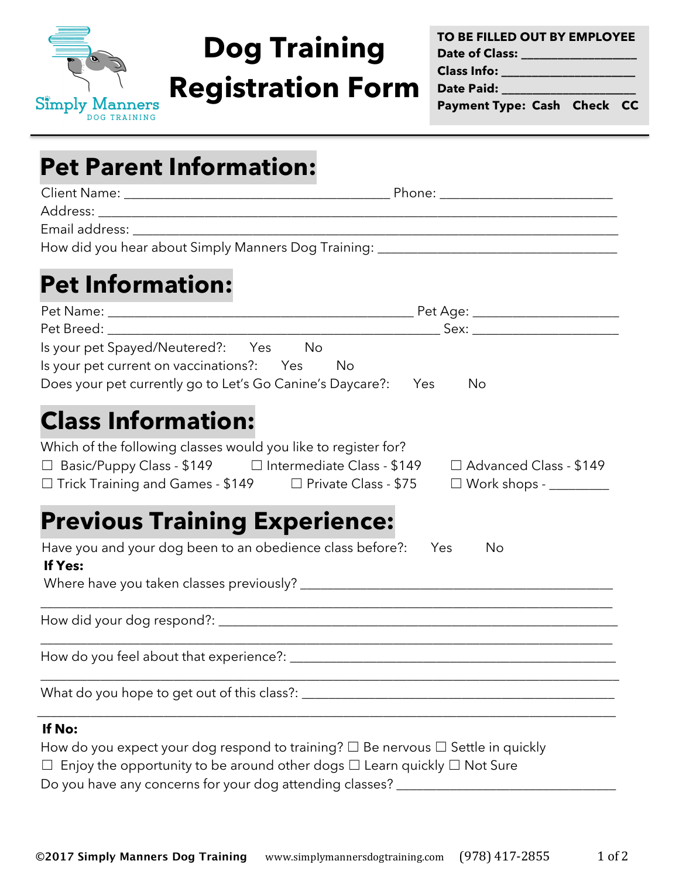Simply Manners
DOG TRAINING

# Dog Training Registration Form

**TO BE FILLED OUT BY EMPLOYEE**
**Date of Class:** ________________
**Class Info:** ___________________
**Date Paid:** ___________________
**Payment Type: Cash Check CC**

## Pet Parent Information:

Client Name: _____________________________________ Phone: ________________________
Address: ________________________________________________________________________
Email address: ____________________________________________________________________
How did you hear about Simply Manners Dog Training: _________________________________

## Pet Information:

Pet Name: ____________________________________________ Pet Age: ____________________
Pet Breed: ____________________________________________ Sex: _______________________
Is your pet Spayed/Neutered?: Yes No
Is your pet current on vaccinations?: Yes No
Does your pet currently go to Let's Go Canine's Daycare?: Yes No

## Class Information:

Which of the following classes would you like to register for?
☐ Basic/Puppy Class - $149 ☐ Intermediate Class - $149 ☐ Advanced Class - $149
☐ Trick Training and Games - $149 ☐ Private Class - $75 ☐ Work shops - ________

## Previous Training Experience:

Have you and your dog been to an obedience class before?: Yes No

**If Yes:**

Where have you taken classes previously? ______________________________________________
_____________________________________________________________________________________
How did your dog respond?: ________________________________________________________________
_____________________________________________________________________________________
How do you feel about that experience?: _______________________________________________
_____________________________________________________________________________________
What do you hope to get out of this class?: ___________________________________________
_____________________________________________________________________________________

**If No:**

How do you expect your dog respond to training? ☐ Be nervous ☐ Settle in quickly
☐ Enjoy the opportunity to be around other dogs ☐ Learn quickly ☐ Not Sure
Do you have any concerns for your dog attending classes? _________________________________

©2017 Simply Manners Dog Training www.simplymannersdogtraining.com (978) 417-2855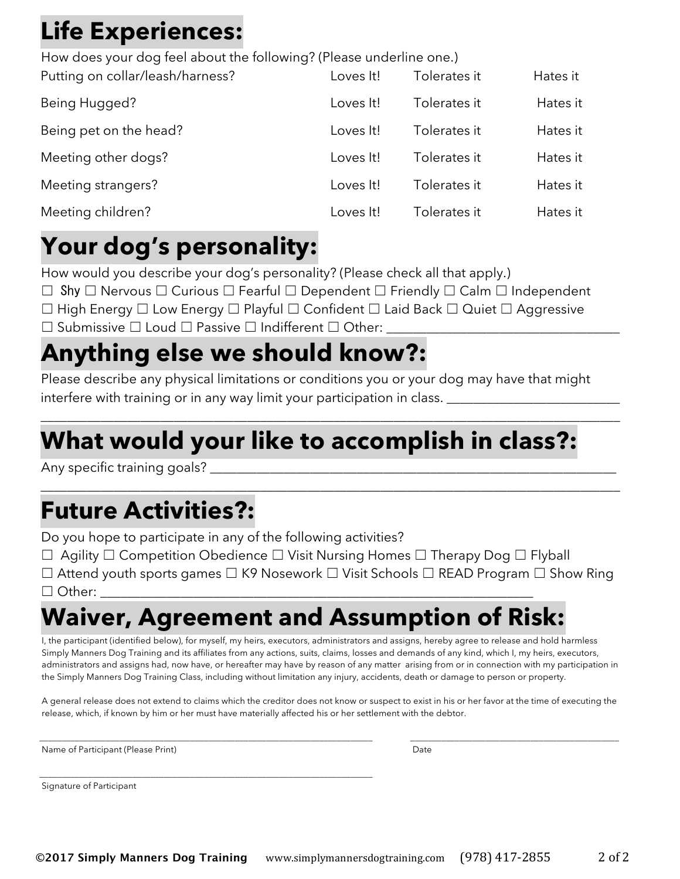## Life Experiences:

How does your dog feel about the following? (Please underline one.)

| | | | |
|---|---|---|---|
| Putting on collar/leash/harness? | Loves It! | Tolerates it | Hates it |
| Being Hugged? | Loves It! | Tolerates it | Hates it |
| Being pet on the head? | Loves It! | Tolerates it | Hates it |
| Meeting other dogs? | Loves It! | Tolerates it | Hates it |
| Meeting strangers? | Loves It! | Tolerates it | Hates it |
| Meeting children? | Loves It! | Tolerates it | Hates it |

## Your dog's personality:

How would you describe your dog's personality? (Please check all that apply.)

☐ Shy ☐ Nervous ☐ Curious ☐ Fearful ☐ Dependent ☐ Friendly ☐ Calm ☐ Independent
☐ High Energy ☐ Low Energy ☐ Playful ☐ Confident ☐ Laid Back ☐ Quiet ☐ Aggressive
☐ Submissive ☐ Loud ☐ Passive ☐ Indifferent ☐ Other: ______________________________

## Anything else we should know?:

Please describe any physical limitations or conditions you or your dog may have that might interfere with training or in any way limit your participation in class. ______________________

________________________________________________________________________________

## What would your like to accomplish in class?:

Any specific training goals? ______________________________________________________

________________________________________________________________________________

## Future Activities?:

Do you hope to participate in any of the following activities?

☐ Agility ☐ Competition Obedience ☐ Visit Nursing Homes ☐ Therapy Dog ☐ Flyball
☐ Attend youth sports games ☐ K9 Nosework ☐ Visit Schools ☐ READ Program ☐ Show Ring
☐ Other: ________________________________________________________

## Waiver, Agreement and Assumption of Risk:

I, the participant (identified below), for myself, my heirs, executors, administrators and assigns, hereby agree to release and hold harmless Simply Manners Dog Training and its affiliates from any actions, suits, claims, losses and demands of any kind, which I, my heirs, executors, administrators and assigns had, now have, or hereafter may have by reason of any matter arising from or in connection with my participation in the Simply Manners Dog Training Class, including without limitation any injury, accidents, death or damage to person or property.

A general release does not extend to claims which the creditor does not know or suspect to exist in his or her favor at the time of executing the release, which, if known by him or her must have materially affected his or her settlement with the debtor.

______________________________________________ ______________________________

Name of Participant (Please Print) Date

______________________________________________

Signature of Participant

©2017 Simply Manners Dog Training www.simplymannersdogtraining.com (978) 417-2855